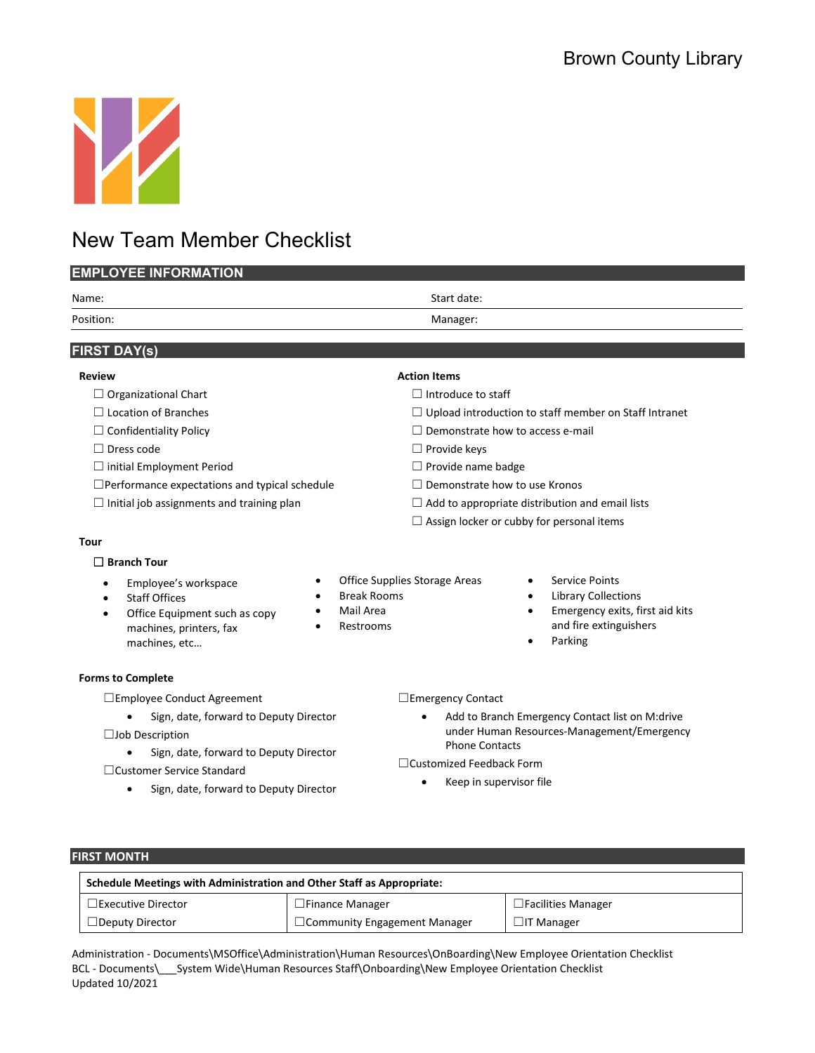Brown County Library

# New Team Member Checklist

## EMPLOYEE INFORMATION

| Name: | Start date: |
|---|---|
| Position: | Manager: |

## FIRST DAY(s)

### Review

- ☐ Organizational Chart
- ☐ Location of Branches
- ☐ Confidentiality Policy
- ☐ Dress code
- ☐ initial Employment Period
- ☐ Performance expectations and typical schedule
- ☐ Initial job assignments and training plan

### Action Items

- ☐ Introduce to staff
- ☐ Upload introduction to staff member on Staff Intranet
- ☐ Demonstrate how to access e-mail
- ☐ Provide keys
- ☐ Provide name badge
- ☐ Demonstrate how to use Kronos
- ☐ Add to appropriate distribution and email lists
- ☐ Assign locker or cubby for personal items

### Tour

☐ **Branch Tour**

- Employee's workspace
- Staff Offices
- Office Equipment such as copy machines, printers, fax machines, etc…
- Office Supplies Storage Areas
- Break Rooms
- Mail Area
- Restrooms
- Service Points
- Library Collections
- Emergency exits, first aid kits and fire extinguishers
- Parking

### Forms to Complete

☐ Employee Conduct Agreement
- Sign, date, forward to Deputy Director

☐ Job Description
- Sign, date, forward to Deputy Director

☐ Customer Service Standard
- Sign, date, forward to Deputy Director

☐ Emergency Contact
- Add to Branch Emergency Contact list on M:drive under Human Resources-Management/Emergency Phone Contacts

☐ Customized Feedback Form
- Keep in supervisor file

## FIRST MONTH

| **Schedule Meetings with Administration and Other Staff as Appropriate:** | | |
|---|---|---|
| ☐ Executive Director | ☐ Finance Manager | ☐ Facilities Manager |
| ☐ Deputy Director | ☐ Community Engagement Manager | ☐ IT Manager |

Administration - Documents\MSOffice\Administration\Human Resources\OnBoarding\New Employee Orientation Checklist
BCL - Documents\___System Wide\Human Resources Staff\Onboarding\New Employee Orientation Checklist
Updated 10/2021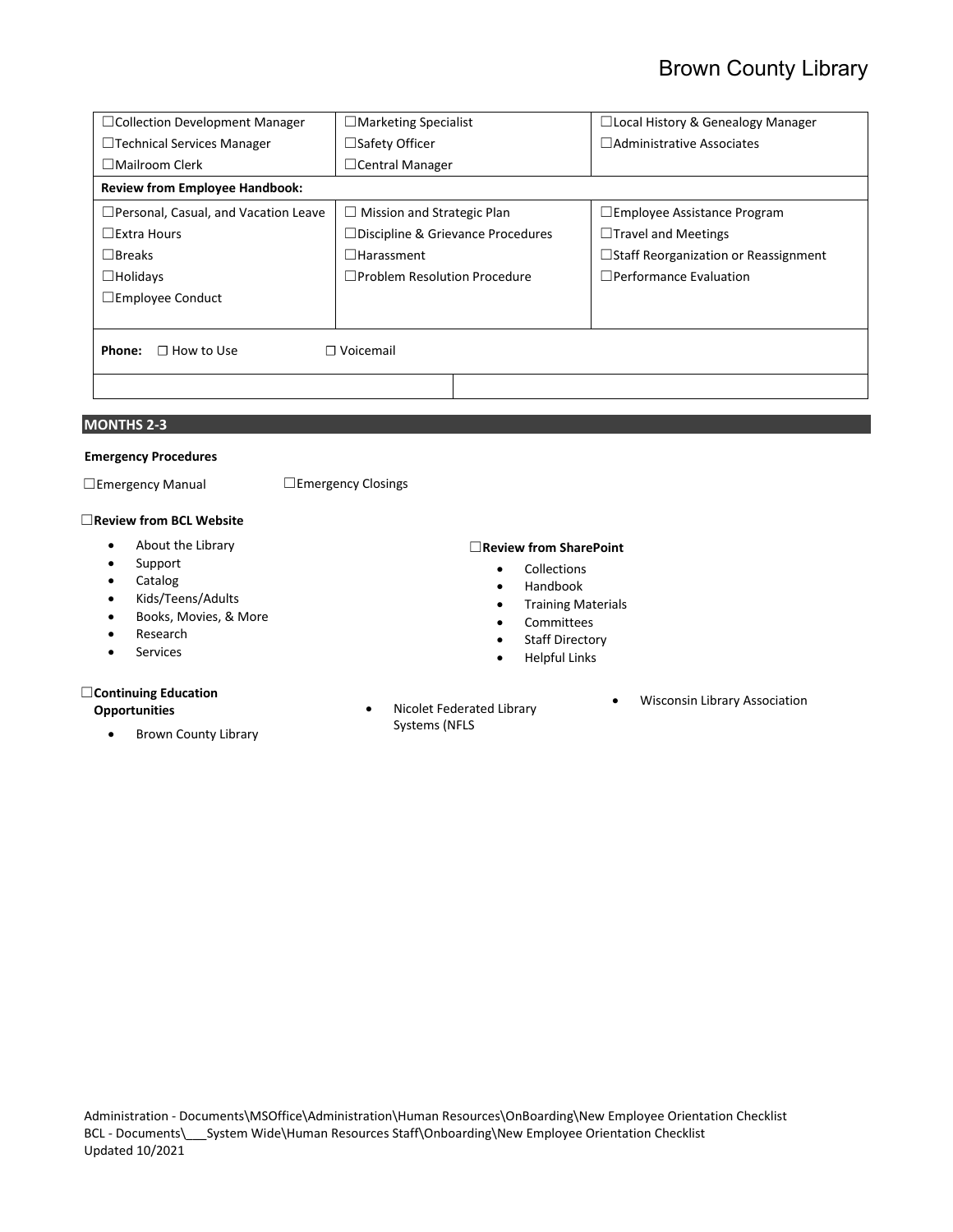| | | |
|---|---|---|
| ☐Collection Development Manager | ☐Marketing Specialist | ☐Local History & Genealogy Manager |
| ☐Technical Services Manager | ☐Safety Officer | ☐Administrative Associates |
| ☐Mailroom Clerk | ☐Central Manager | |
| **Review from Employee Handbook:** | | |
| ☐Personal, Casual, and Vacation Leave | ☐ Mission and Strategic Plan | ☐Employee Assistance Program |
| ☐Extra Hours | ☐Discipline & Grievance Procedures | ☐Travel and Meetings |
| ☐Breaks | ☐Harassment | ☐Staff Reorganization or Reassignment |
| ☐Holidays | ☐Problem Resolution Procedure | ☐Performance Evaluation |
| ☐Employee Conduct | | |
| **Phone:** ☐ How to Use | ☐ Voicemail | |
| | | |

## MONTHS 2-3

**Emergency Procedures**

☐Emergency Manual ☐Emergency Closings

☐**Review from BCL Website**

- About the Library
- Support
- Catalog
- Kids/Teens/Adults
- Books, Movies, & More
- Research
- Services

☐**Review from SharePoint**

- Collections
- Handbook
- Training Materials
- Committees
- Staff Directory
- Helpful Links

☐**Continuing Education Opportunities**

- Brown County Library
- Nicolet Federated Library Systems (NFLS
- Wisconsin Library Association

Administration - Documents\MSOffice\Administration\Human Resources\OnBoarding\New Employee Orientation Checklist
BCL - Documents\___System Wide\Human Resources Staff\Onboarding\New Employee Orientation Checklist
Updated 10/2021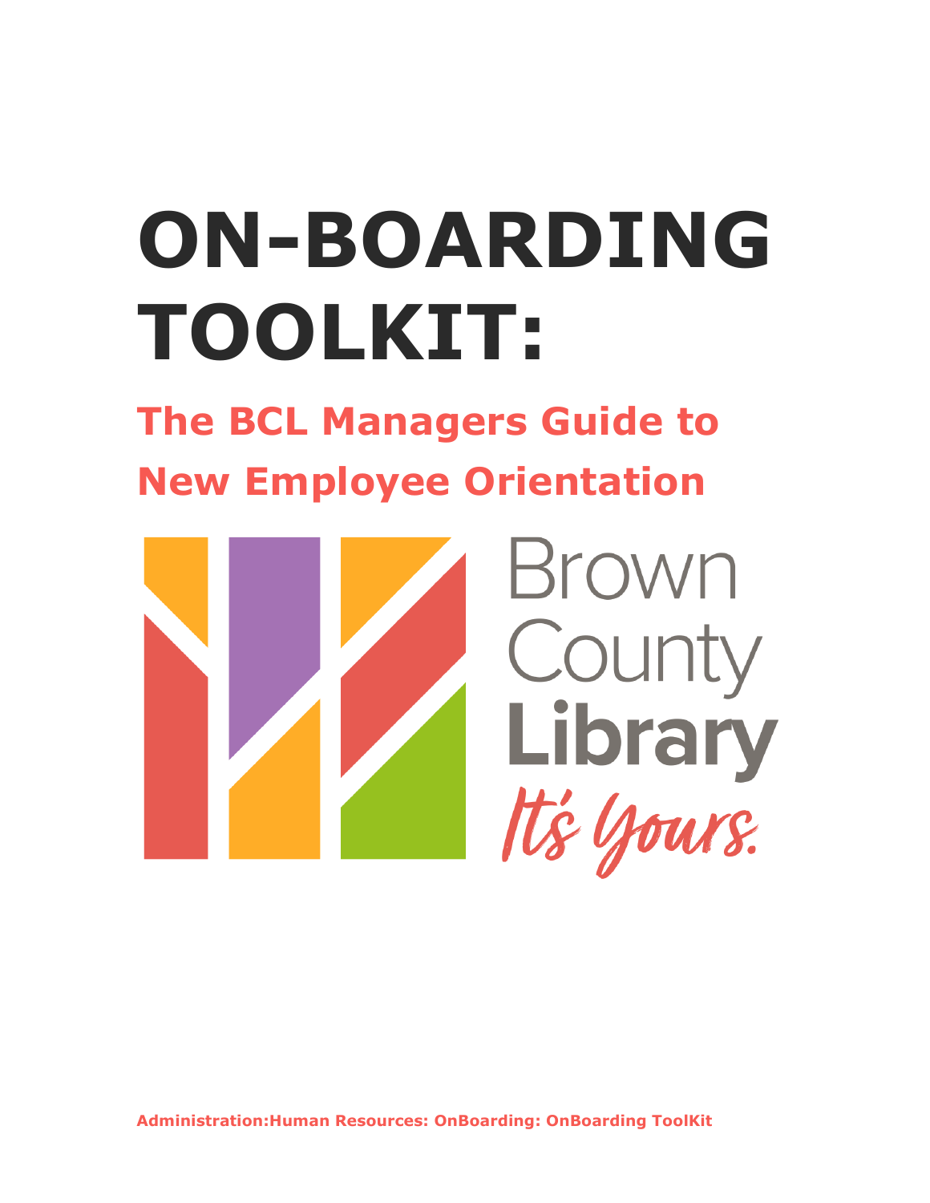# ON-BOARDING TOOLKIT:

## The BCL Managers Guide to New Employee Orientation

Brown County Library

*It's Yours.*

**Administration:Human Resources: OnBoarding: OnBoarding ToolKit**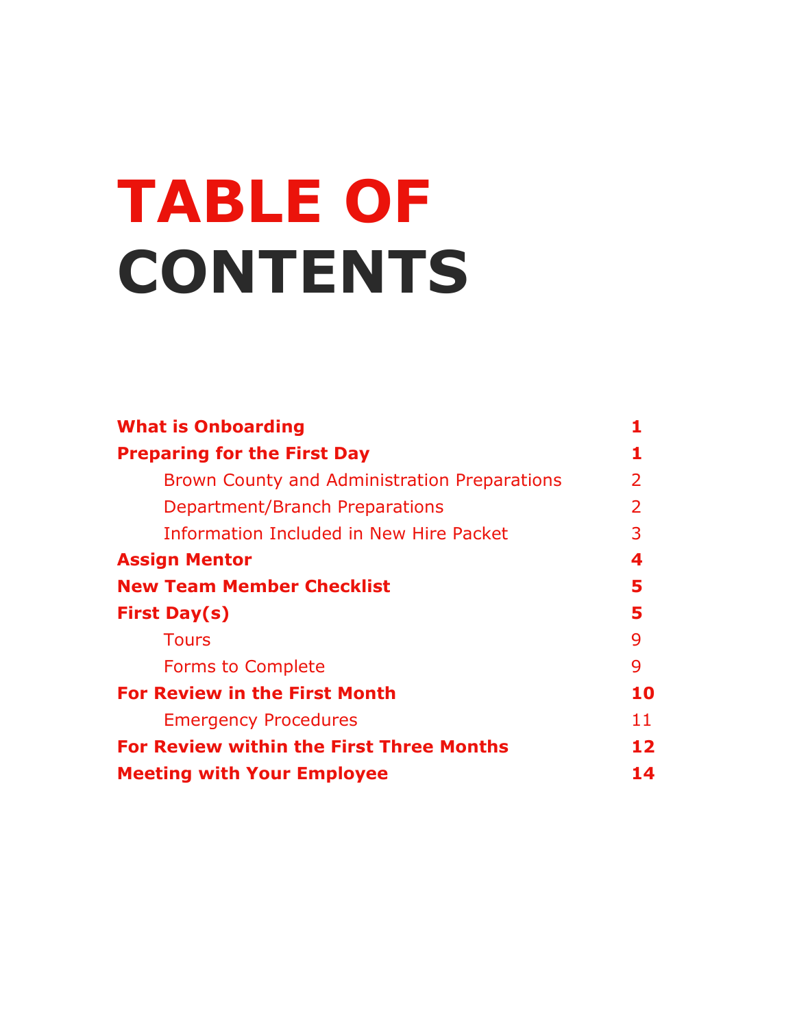# TABLE OF CONTENTS

| | |
|---|---|
| **What is Onboarding** | **1** |
| **Preparing for the First Day** | **1** |
| Brown County and Administration Preparations | 2 |
| Department/Branch Preparations | 2 |
| Information Included in New Hire Packet | 3 |
| **Assign Mentor** | **4** |
| **New Team Member Checklist** | **5** |
| **First Day(s)** | **5** |
| Tours | 9 |
| Forms to Complete | 9 |
| **For Review in the First Month** | **10** |
| Emergency Procedures | 11 |
| **For Review within the First Three Months** | **12** |
| **Meeting with Your Employee** | **14** |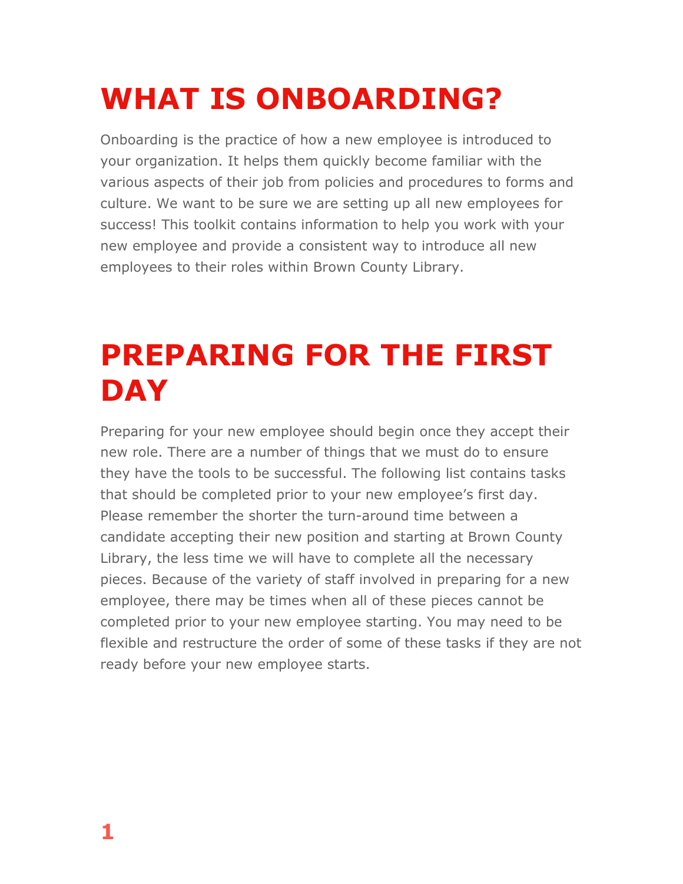# WHAT IS ONBOARDING?

Onboarding is the practice of how a new employee is introduced to your organization. It helps them quickly become familiar with the various aspects of their job from policies and procedures to forms and culture. We want to be sure we are setting up all new employees for success! This toolkit contains information to help you work with your new employee and provide a consistent way to introduce all new employees to their roles within Brown County Library.

# PREPARING FOR THE FIRST DAY

Preparing for your new employee should begin once they accept their new role. There are a number of things that we must do to ensure they have the tools to be successful. The following list contains tasks that should be completed prior to your new employee's first day. Please remember the shorter the turn-around time between a candidate accepting their new position and starting at Brown County Library, the less time we will have to complete all the necessary pieces. Because of the variety of staff involved in preparing for a new employee, there may be times when all of these pieces cannot be completed prior to your new employee starting. You may need to be flexible and restructure the order of some of these tasks if they are not ready before your new employee starts.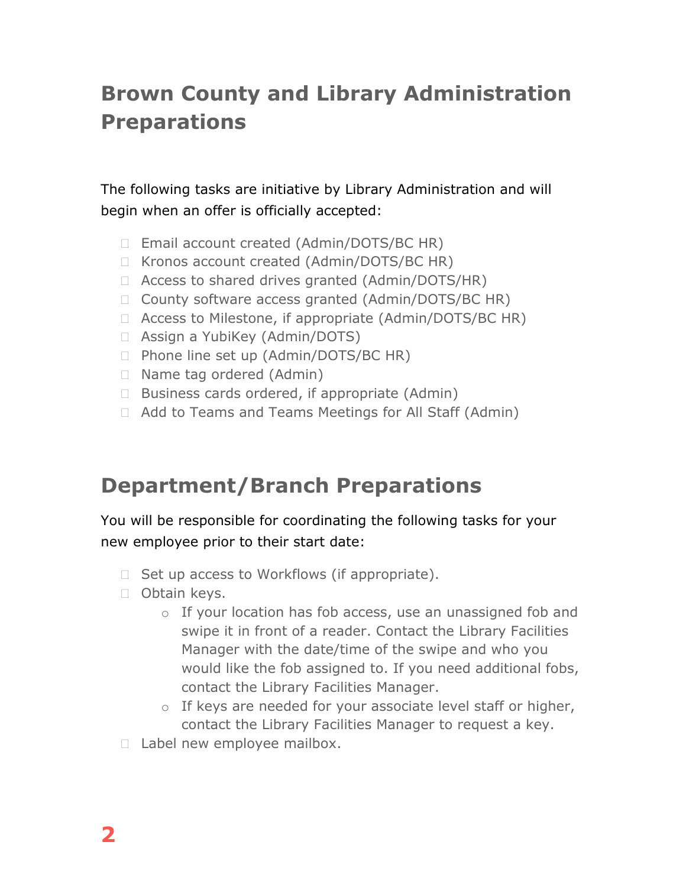## Brown County and Library Administration Preparations

The following tasks are initiative by Library Administration and will begin when an offer is officially accepted:

- Email account created (Admin/DOTS/BC HR)
- Kronos account created (Admin/DOTS/BC HR)
- Access to shared drives granted (Admin/DOTS/HR)
- County software access granted (Admin/DOTS/BC HR)
- Access to Milestone, if appropriate (Admin/DOTS/BC HR)
- Assign a YubiKey (Admin/DOTS)
- Phone line set up (Admin/DOTS/BC HR)
- Name tag ordered (Admin)
- Business cards ordered, if appropriate (Admin)
- Add to Teams and Teams Meetings for All Staff (Admin)

## Department/Branch Preparations

You will be responsible for coordinating the following tasks for your new employee prior to their start date:

- Set up access to Workflows (if appropriate).
- Obtain keys.
  - If your location has fob access, use an unassigned fob and swipe it in front of a reader. Contact the Library Facilities Manager with the date/time of the swipe and who you would like the fob assigned to. If you need additional fobs, contact the Library Facilities Manager.
  - If keys are needed for your associate level staff or higher, contact the Library Facilities Manager to request a key.
- Label new employee mailbox.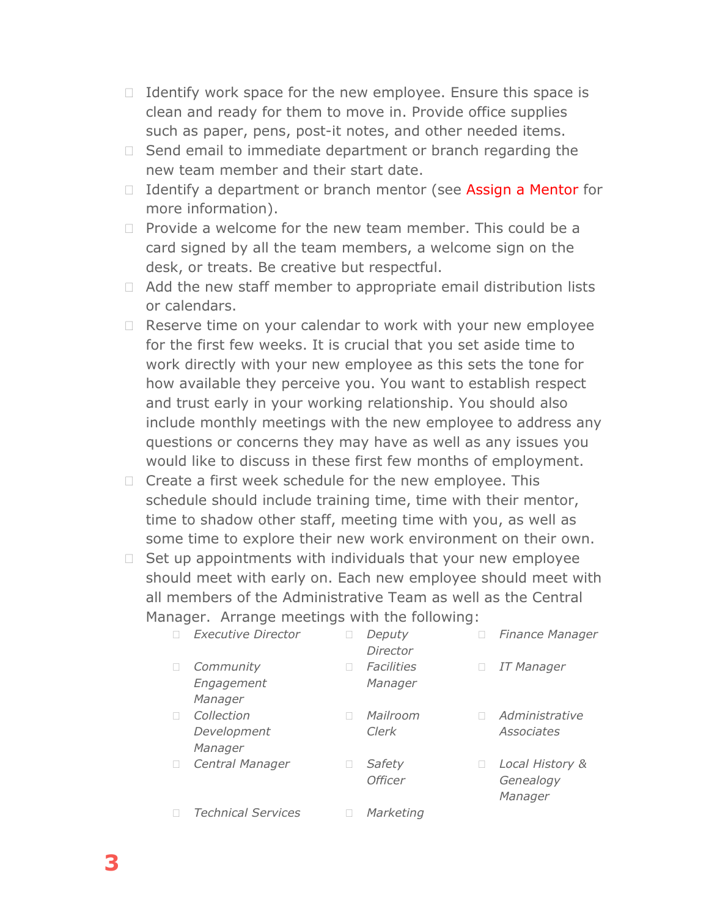- Identify work space for the new employee. Ensure this space is clean and ready for them to move in. Provide office supplies such as paper, pens, post-it notes, and other needed items.
- Send email to immediate department or branch regarding the new team member and their start date.
- Identify a department or branch mentor (see Assign a Mentor for more information).
- Provide a welcome for the new team member. This could be a card signed by all the team members, a welcome sign on the desk, or treats. Be creative but respectful.
- Add the new staff member to appropriate email distribution lists or calendars.
- Reserve time on your calendar to work with your new employee for the first few weeks. It is crucial that you set aside time to work directly with your new employee as this sets the tone for how available they perceive you. You want to establish respect and trust early in your working relationship. You should also include monthly meetings with the new employee to address any questions or concerns they may have as well as any issues you would like to discuss in these first few months of employment.
- Create a first week schedule for the new employee. This schedule should include training time, time with their mentor, time to shadow other staff, meeting time with you, as well as some time to explore their new work environment on their own.
- Set up appointments with individuals that your new employee should meet with early on. Each new employee should meet with all members of the Administrative Team as well as the Central Manager. Arrange meetings with the following:
    - *Executive Director*
    - *Deputy Director*
    - *Finance Manager*
    - *Community Engagement Manager*
    - *Facilities Manager*
    - *IT Manager*
    - *Collection Development Manager*
    - *Mailroom Clerk*
    - *Administrative Associates*
    - *Central Manager*
    - *Safety Officer*
    - *Local History & Genealogy Manager*
    - *Technical Services*
    - *Marketing*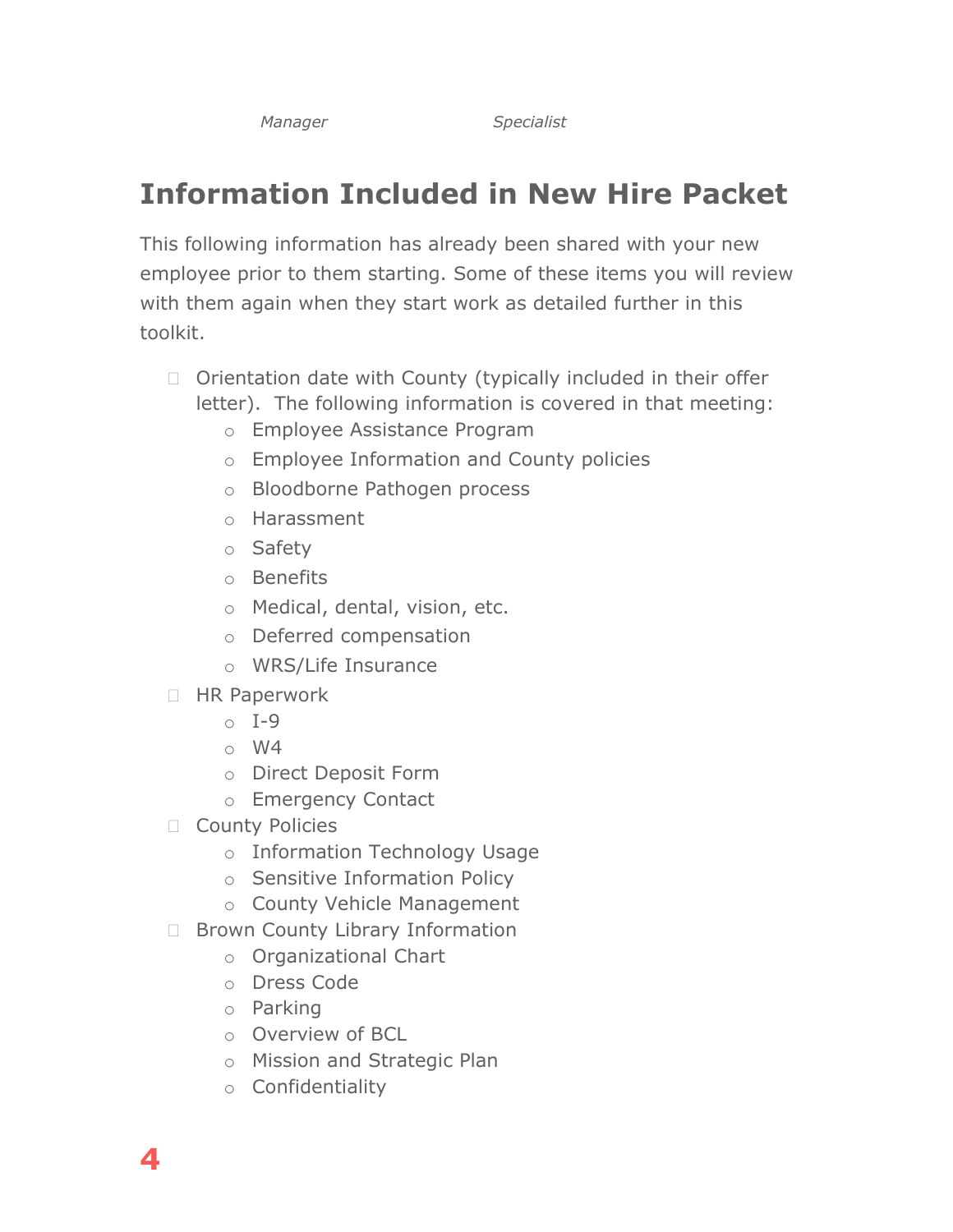*Manager* *Specialist*

## Information Included in New Hire Packet

This following information has already been shared with your new employee prior to them starting. Some of these items you will review with them again when they start work as detailed further in this toolkit.

- Orientation date with County (typically included in their offer letter). The following information is covered in that meeting:
    - Employee Assistance Program
    - Employee Information and County policies
    - Bloodborne Pathogen process
    - Harassment
    - Safety
    - Benefits
    - Medical, dental, vision, etc.
    - Deferred compensation
    - WRS/Life Insurance
- HR Paperwork
    - I-9
    - W4
    - Direct Deposit Form
    - Emergency Contact
- County Policies
    - Information Technology Usage
    - Sensitive Information Policy
    - County Vehicle Management
- Brown County Library Information
    - Organizational Chart
    - Dress Code
    - Parking
    - Overview of BCL
    - Mission and Strategic Plan
    - Confidentiality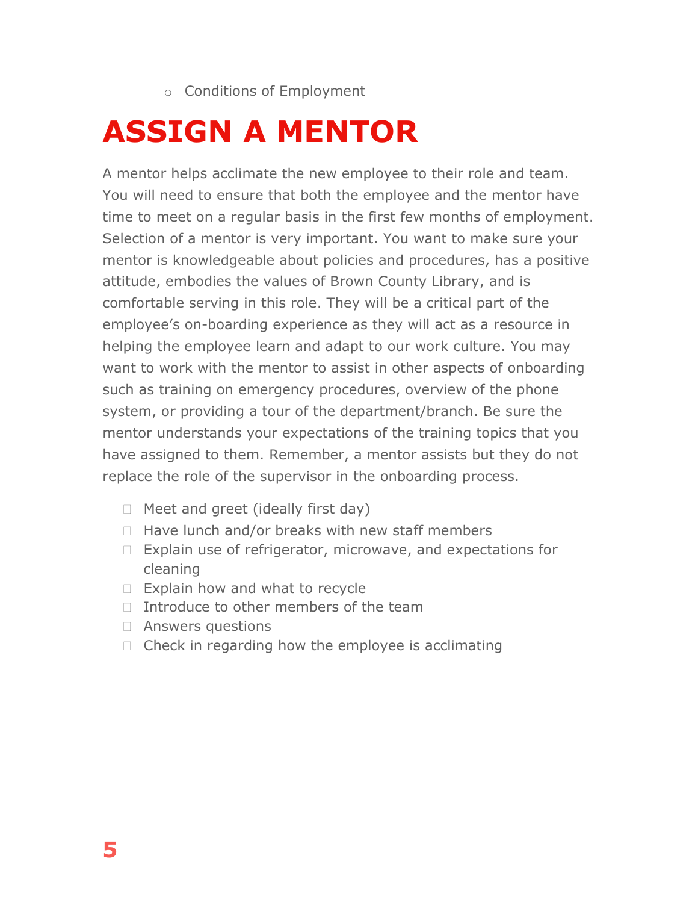- Conditions of Employment

# ASSIGN A MENTOR

A mentor helps acclimate the new employee to their role and team. You will need to ensure that both the employee and the mentor have time to meet on a regular basis in the first few months of employment. Selection of a mentor is very important. You want to make sure your mentor is knowledgeable about policies and procedures, has a positive attitude, embodies the values of Brown County Library, and is comfortable serving in this role. They will be a critical part of the employee's on-boarding experience as they will act as a resource in helping the employee learn and adapt to our work culture. You may want to work with the mentor to assist in other aspects of onboarding such as training on emergency procedures, overview of the phone system, or providing a tour of the department/branch. Be sure the mentor understands your expectations of the training topics that you have assigned to them. Remember, a mentor assists but they do not replace the role of the supervisor in the onboarding process.

- Meet and greet (ideally first day)
- Have lunch and/or breaks with new staff members
- Explain use of refrigerator, microwave, and expectations for cleaning
- Explain how and what to recycle
- Introduce to other members of the team
- Answers questions
- Check in regarding how the employee is acclimating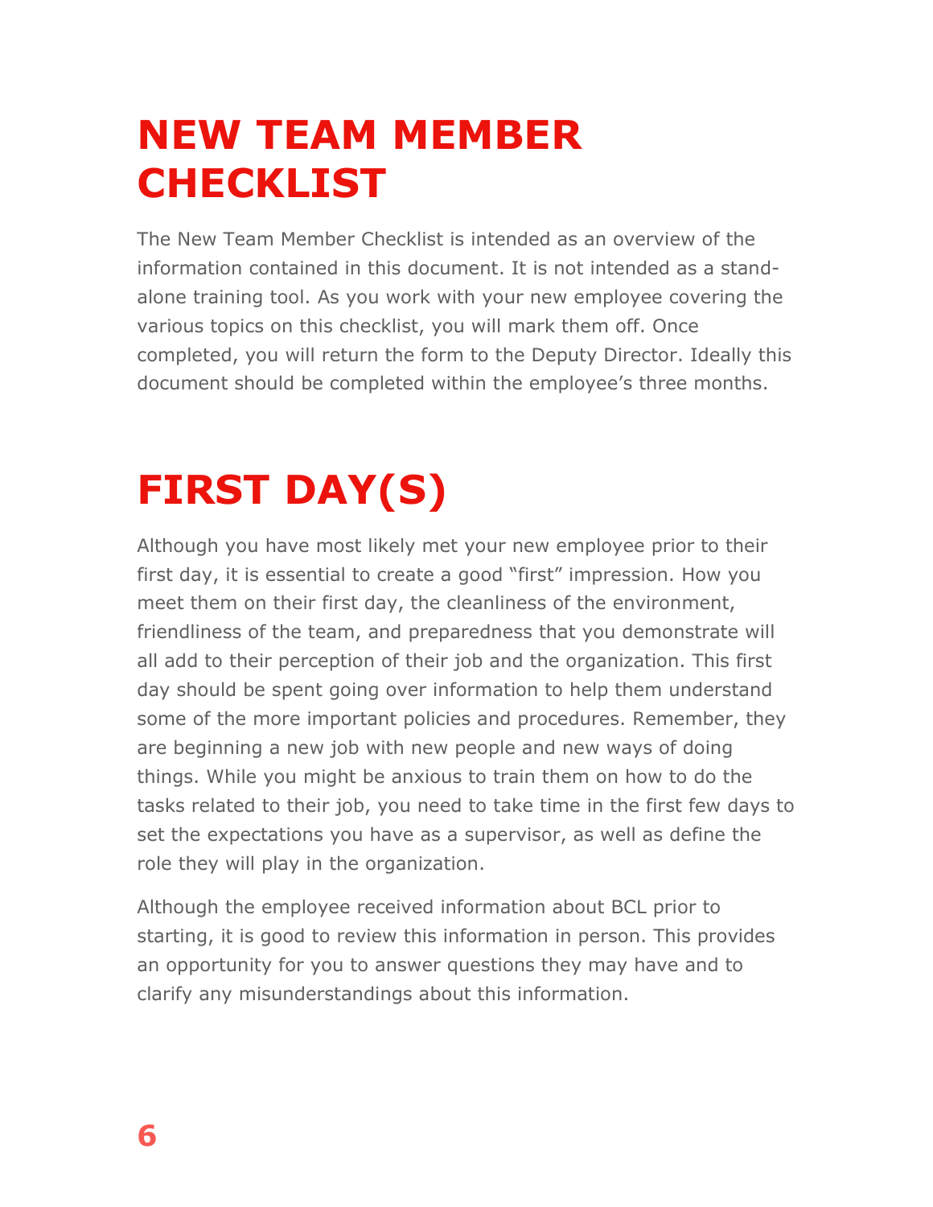# NEW TEAM MEMBER CHECKLIST

The New Team Member Checklist is intended as an overview of the information contained in this document. It is not intended as a stand-alone training tool. As you work with your new employee covering the various topics on this checklist, you will mark them off. Once completed, you will return the form to the Deputy Director. Ideally this document should be completed within the employee's three months.

# FIRST DAY(S)

Although you have most likely met your new employee prior to their first day, it is essential to create a good "first" impression. How you meet them on their first day, the cleanliness of the environment, friendliness of the team, and preparedness that you demonstrate will all add to their perception of their job and the organization. This first day should be spent going over information to help them understand some of the more important policies and procedures. Remember, they are beginning a new job with new people and new ways of doing things. While you might be anxious to train them on how to do the tasks related to their job, you need to take time in the first few days to set the expectations you have as a supervisor, as well as define the role they will play in the organization.

Although the employee received information about BCL prior to starting, it is good to review this information in person. This provides an opportunity for you to answer questions they may have and to clarify any misunderstandings about this information.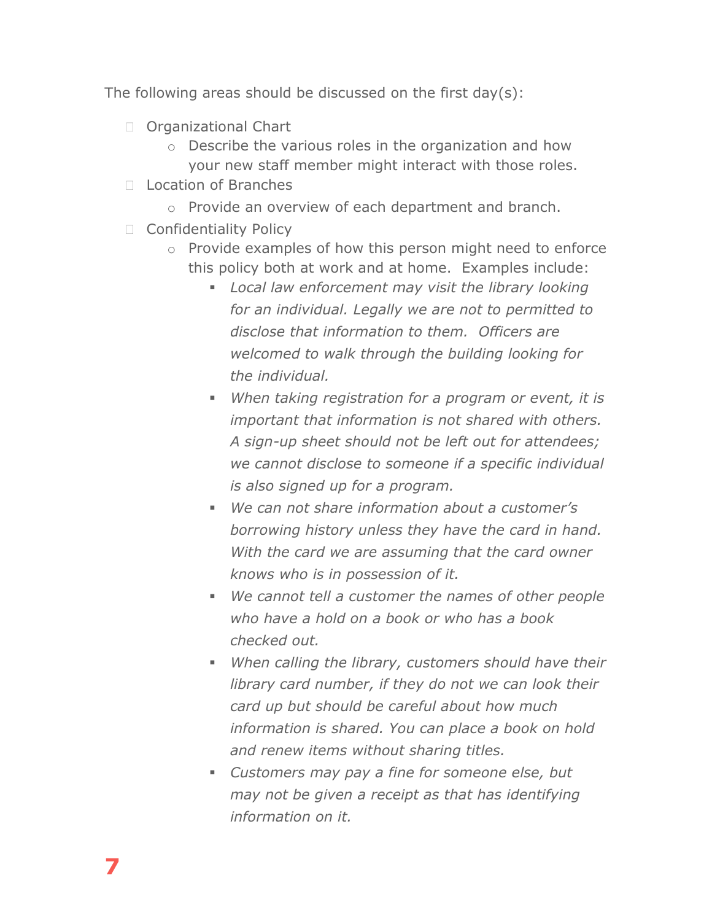The following areas should be discussed on the first day(s):

- Organizational Chart
  - Describe the various roles in the organization and how your new staff member might interact with those roles.
- Location of Branches
  - Provide an overview of each department and branch.
- Confidentiality Policy
  - Provide examples of how this person might need to enforce this policy both at work and at home. Examples include:
    - *Local law enforcement may visit the library looking for an individual. Legally we are not to permitted to disclose that information to them. Officers are welcomed to walk through the building looking for the individual.*
    - *When taking registration for a program or event, it is important that information is not shared with others. A sign-up sheet should not be left out for attendees; we cannot disclose to someone if a specific individual is also signed up for a program.*
    - *We can not share information about a customer's borrowing history unless they have the card in hand. With the card we are assuming that the card owner knows who is in possession of it.*
    - *We cannot tell a customer the names of other people who have a hold on a book or who has a book checked out.*
    - *When calling the library, customers should have their library card number, if they do not we can look their card up but should be careful about how much information is shared. You can place a book on hold and renew items without sharing titles.*
    - *Customers may pay a fine for someone else, but may not be given a receipt as that has identifying information on it.*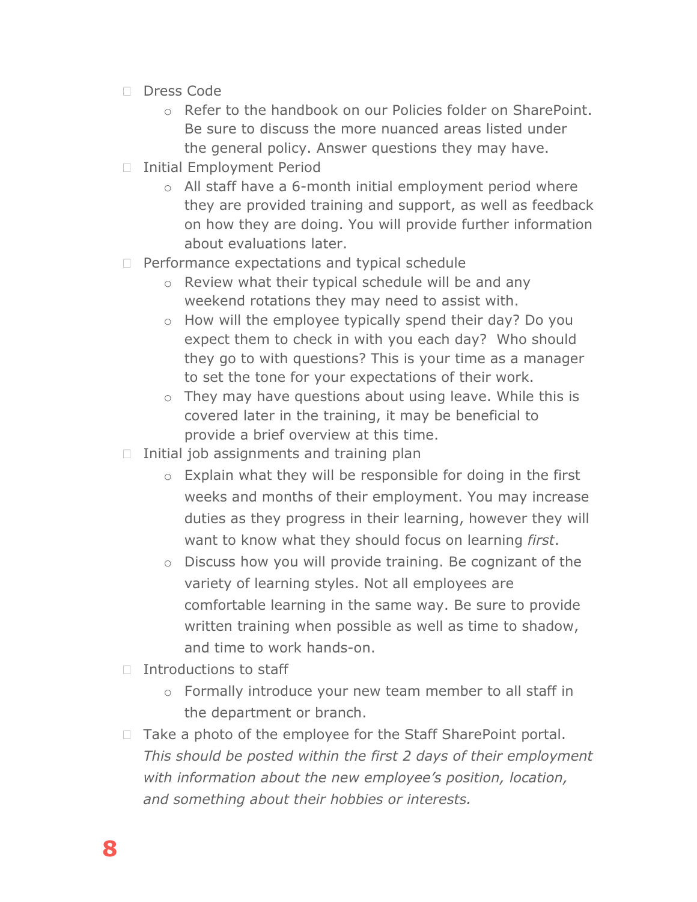- Dress Code
    - Refer to the handbook on our Policies folder on SharePoint. Be sure to discuss the more nuanced areas listed under the general policy. Answer questions they may have.
- Initial Employment Period
    - All staff have a 6-month initial employment period where they are provided training and support, as well as feedback on how they are doing. You will provide further information about evaluations later.
- Performance expectations and typical schedule
    - Review what their typical schedule will be and any weekend rotations they may need to assist with.
    - How will the employee typically spend their day? Do you expect them to check in with you each day? Who should they go to with questions? This is your time as a manager to set the tone for your expectations of their work.
    - They may have questions about using leave. While this is covered later in the training, it may be beneficial to provide a brief overview at this time.
- Initial job assignments and training plan
    - Explain what they will be responsible for doing in the first weeks and months of their employment. You may increase duties as they progress in their learning, however they will want to know what they should focus on learning *first*.
    - Discuss how you will provide training. Be cognizant of the variety of learning styles. Not all employees are comfortable learning in the same way. Be sure to provide written training when possible as well as time to shadow, and time to work hands-on.
- Introductions to staff
    - Formally introduce your new team member to all staff in the department or branch.
- Take a photo of the employee for the Staff SharePoint portal. *This should be posted within the first 2 days of their employment with information about the new employee's position, location, and something about their hobbies or interests.*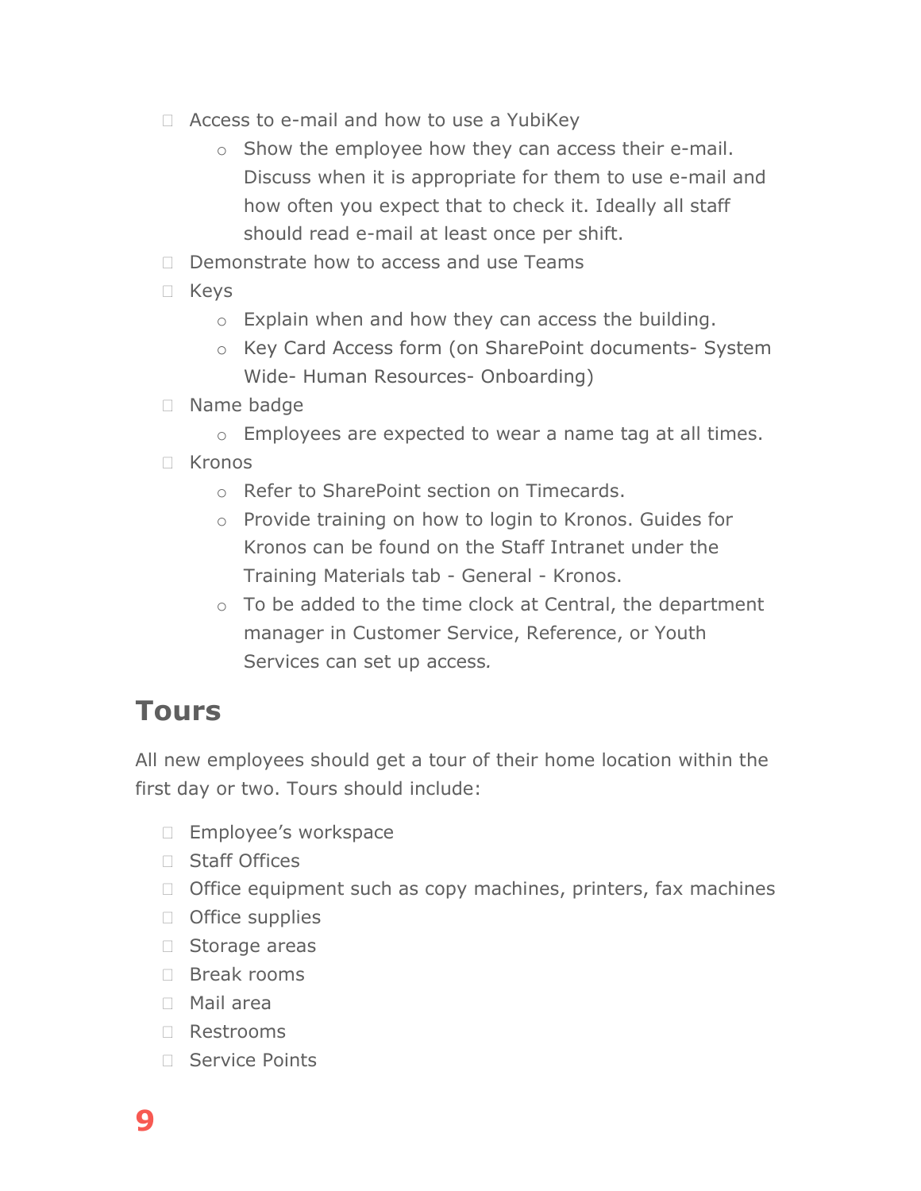- Access to e-mail and how to use a YubiKey
    - Show the employee how they can access their e-mail. Discuss when it is appropriate for them to use e-mail and how often you expect that to check it. Ideally all staff should read e-mail at least once per shift.
- Demonstrate how to access and use Teams
- Keys
    - Explain when and how they can access the building.
    - Key Card Access form (on SharePoint documents- System Wide- Human Resources- Onboarding)
- Name badge
    - Employees are expected to wear a name tag at all times.
- Kronos
    - Refer to SharePoint section on Timecards.
    - Provide training on how to login to Kronos. Guides for Kronos can be found on the Staff Intranet under the Training Materials tab - General - Kronos.
    - To be added to the time clock at Central, the department manager in Customer Service, Reference, or Youth Services can set up access.

## Tours

All new employees should get a tour of their home location within the first day or two. Tours should include:

- Employee's workspace
- Staff Offices
- Office equipment such as copy machines, printers, fax machines
- Office supplies
- Storage areas
- Break rooms
- Mail area
- Restrooms
- Service Points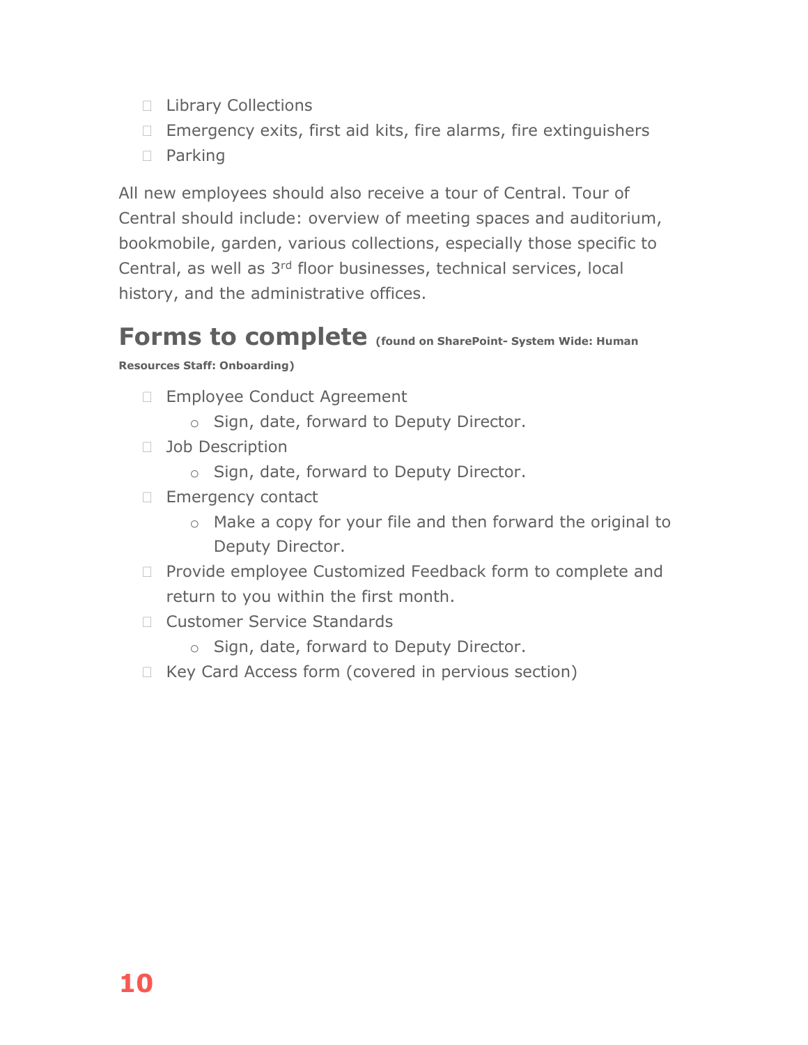- Library Collections
- Emergency exits, first aid kits, fire alarms, fire extinguishers
- Parking

All new employees should also receive a tour of Central. Tour of Central should include: overview of meeting spaces and auditorium, bookmobile, garden, various collections, especially those specific to Central, as well as 3rd floor businesses, technical services, local history, and the administrative offices.

## Forms to complete **(found on SharePoint- System Wide: Human Resources Staff: Onboarding)**

- Employee Conduct Agreement
  - Sign, date, forward to Deputy Director.
- Job Description
  - Sign, date, forward to Deputy Director.
- Emergency contact
  - Make a copy for your file and then forward the original to Deputy Director.
- Provide employee Customized Feedback form to complete and return to you within the first month.
- Customer Service Standards
  - Sign, date, forward to Deputy Director.
- Key Card Access form (covered in pervious section)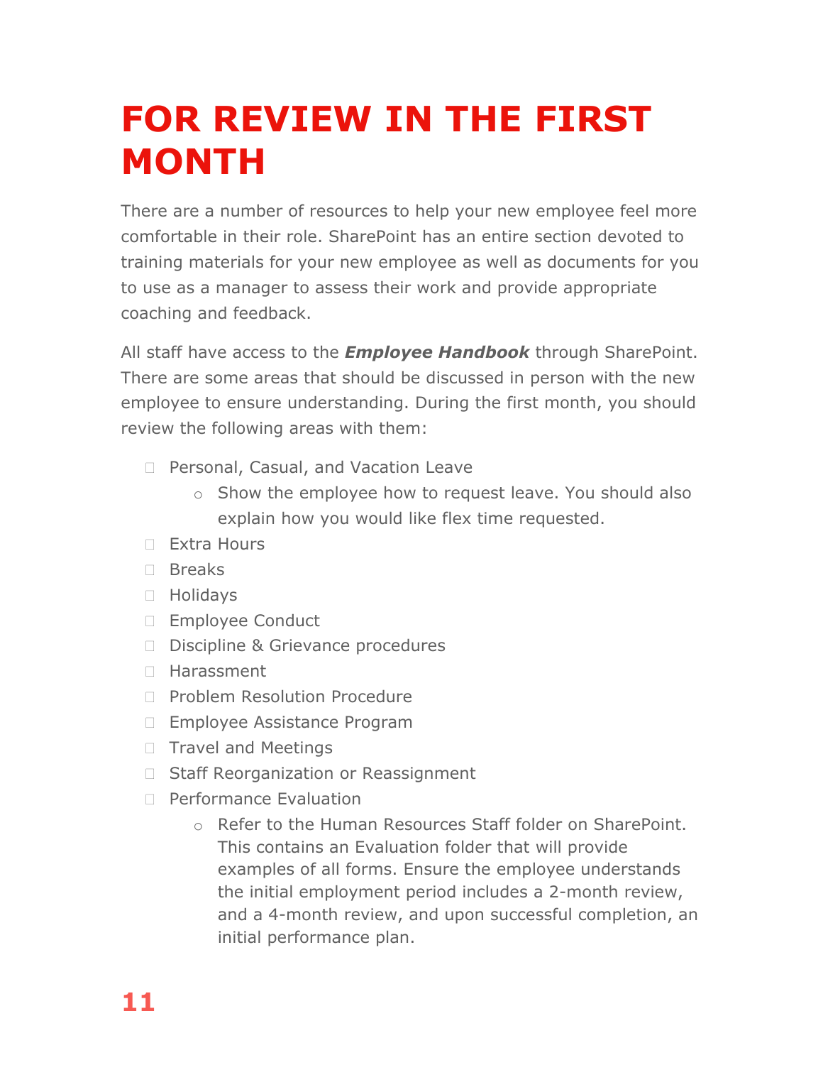# FOR REVIEW IN THE FIRST MONTH

There are a number of resources to help your new employee feel more comfortable in their role. SharePoint has an entire section devoted to training materials for your new employee as well as documents for you to use as a manager to assess their work and provide appropriate coaching and feedback.

All staff have access to the ***Employee Handbook*** through SharePoint. There are some areas that should be discussed in person with the new employee to ensure understanding. During the first month, you should review the following areas with them:

- Personal, Casual, and Vacation Leave
  - Show the employee how to request leave. You should also explain how you would like flex time requested.
- Extra Hours
- Breaks
- Holidays
- Employee Conduct
- Discipline & Grievance procedures
- Harassment
- Problem Resolution Procedure
- Employee Assistance Program
- Travel and Meetings
- Staff Reorganization or Reassignment
- Performance Evaluation
  - Refer to the Human Resources Staff folder on SharePoint. This contains an Evaluation folder that will provide examples of all forms. Ensure the employee understands the initial employment period includes a 2-month review, and a 4-month review, and upon successful completion, an initial performance plan.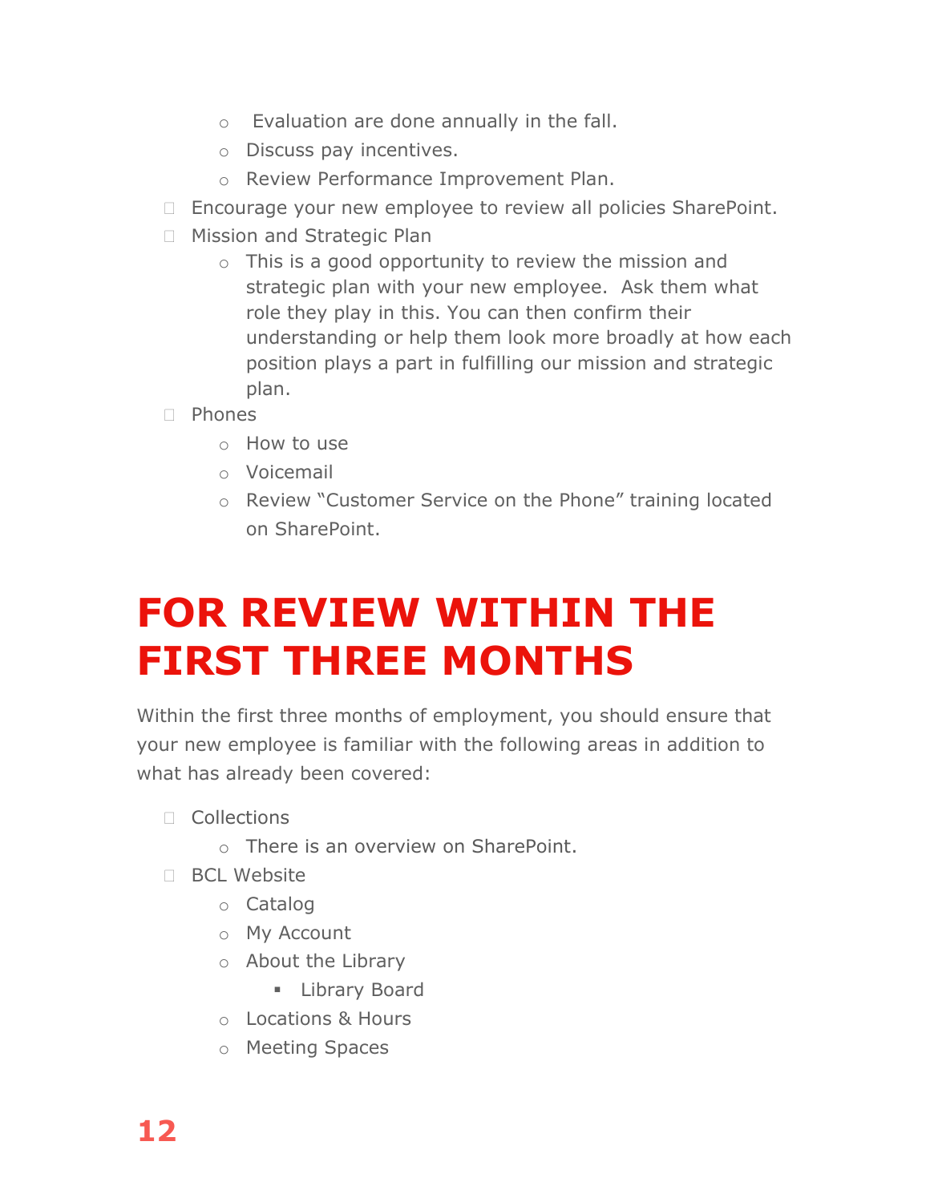- Evaluation are done annually in the fall.
    - Discuss pay incentives.
    - Review Performance Improvement Plan.
- Encourage your new employee to review all policies SharePoint.
- Mission and Strategic Plan
    - This is a good opportunity to review the mission and strategic plan with your new employee. Ask them what role they play in this. You can then confirm their understanding or help them look more broadly at how each position plays a part in fulfilling our mission and strategic plan.
- Phones
    - How to use
    - Voicemail
    - Review "Customer Service on the Phone" training located on SharePoint.

# FOR REVIEW WITHIN THE FIRST THREE MONTHS

Within the first three months of employment, you should ensure that your new employee is familiar with the following areas in addition to what has already been covered:

- Collections
    - There is an overview on SharePoint.
- BCL Website
    - Catalog
    - My Account
    - About the Library
        - Library Board
    - Locations & Hours
    - Meeting Spaces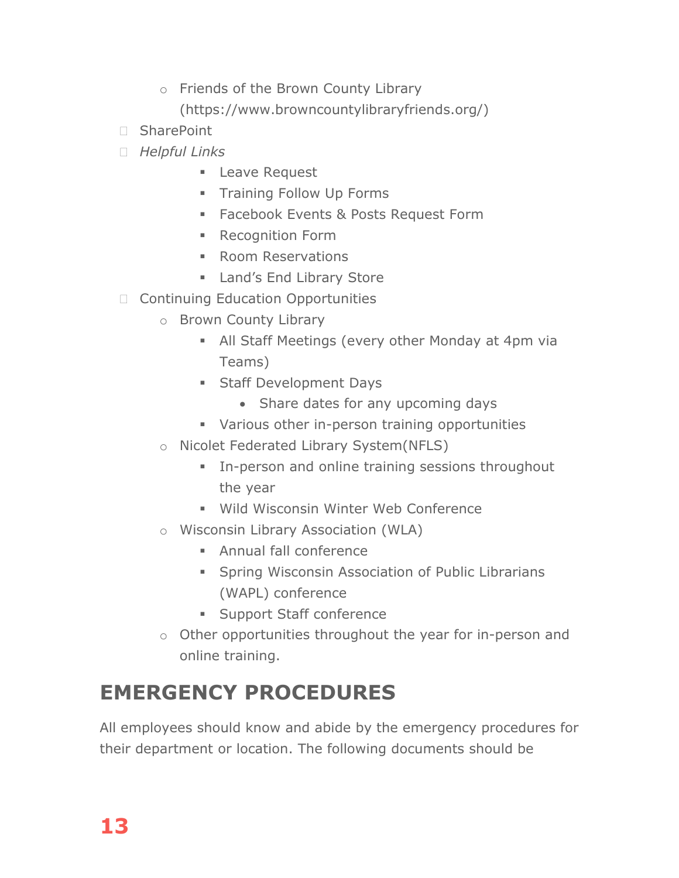- Friends of the Brown County Library (https://www.browncountylibraryfriends.org/)
- SharePoint
- *Helpful Links*
        - Leave Request
        - Training Follow Up Forms
        - Facebook Events & Posts Request Form
        - Recognition Form
        - Room Reservations
        - Land's End Library Store
- Continuing Education Opportunities
    - Brown County Library
        - All Staff Meetings (every other Monday at 4pm via Teams)
        - Staff Development Days
            - Share dates for any upcoming days
        - Various other in-person training opportunities
    - Nicolet Federated Library System(NFLS)
        - In-person and online training sessions throughout the year
        - Wild Wisconsin Winter Web Conference
    - Wisconsin Library Association (WLA)
        - Annual fall conference
        - Spring Wisconsin Association of Public Librarians (WAPL) conference
        - Support Staff conference
    - Other opportunities throughout the year for in-person and online training.

## EMERGENCY PROCEDURES

All employees should know and abide by the emergency procedures for their department or location. The following documents should be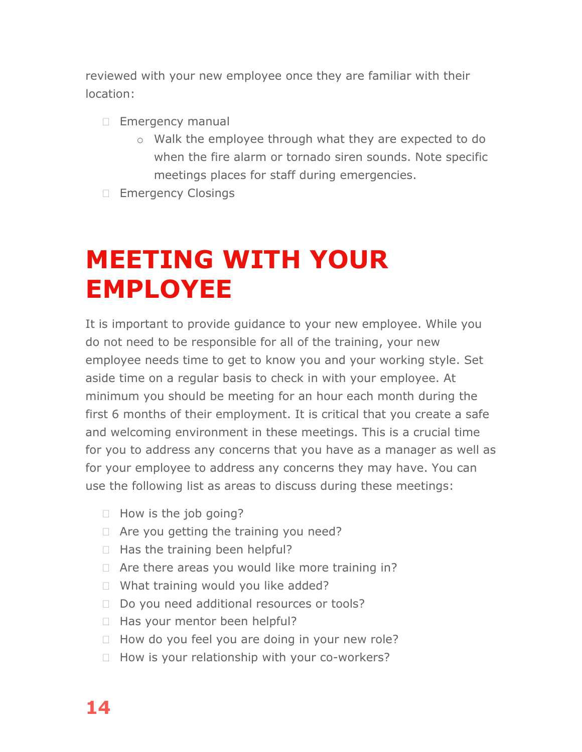reviewed with your new employee once they are familiar with their location:

- Emergency manual
    - Walk the employee through what they are expected to do when the fire alarm or tornado siren sounds. Note specific meetings places for staff during emergencies.
- Emergency Closings

# MEETING WITH YOUR EMPLOYEE

It is important to provide guidance to your new employee. While you do not need to be responsible for all of the training, your new employee needs time to get to know you and your working style. Set aside time on a regular basis to check in with your employee. At minimum you should be meeting for an hour each month during the first 6 months of their employment. It is critical that you create a safe and welcoming environment in these meetings. This is a crucial time for you to address any concerns that you have as a manager as well as for your employee to address any concerns they may have. You can use the following list as areas to discuss during these meetings:

- How is the job going?
- Are you getting the training you need?
- Has the training been helpful?
- Are there areas you would like more training in?
- What training would you like added?
- Do you need additional resources or tools?
- Has your mentor been helpful?
- How do you feel you are doing in your new role?
- How is your relationship with your co-workers?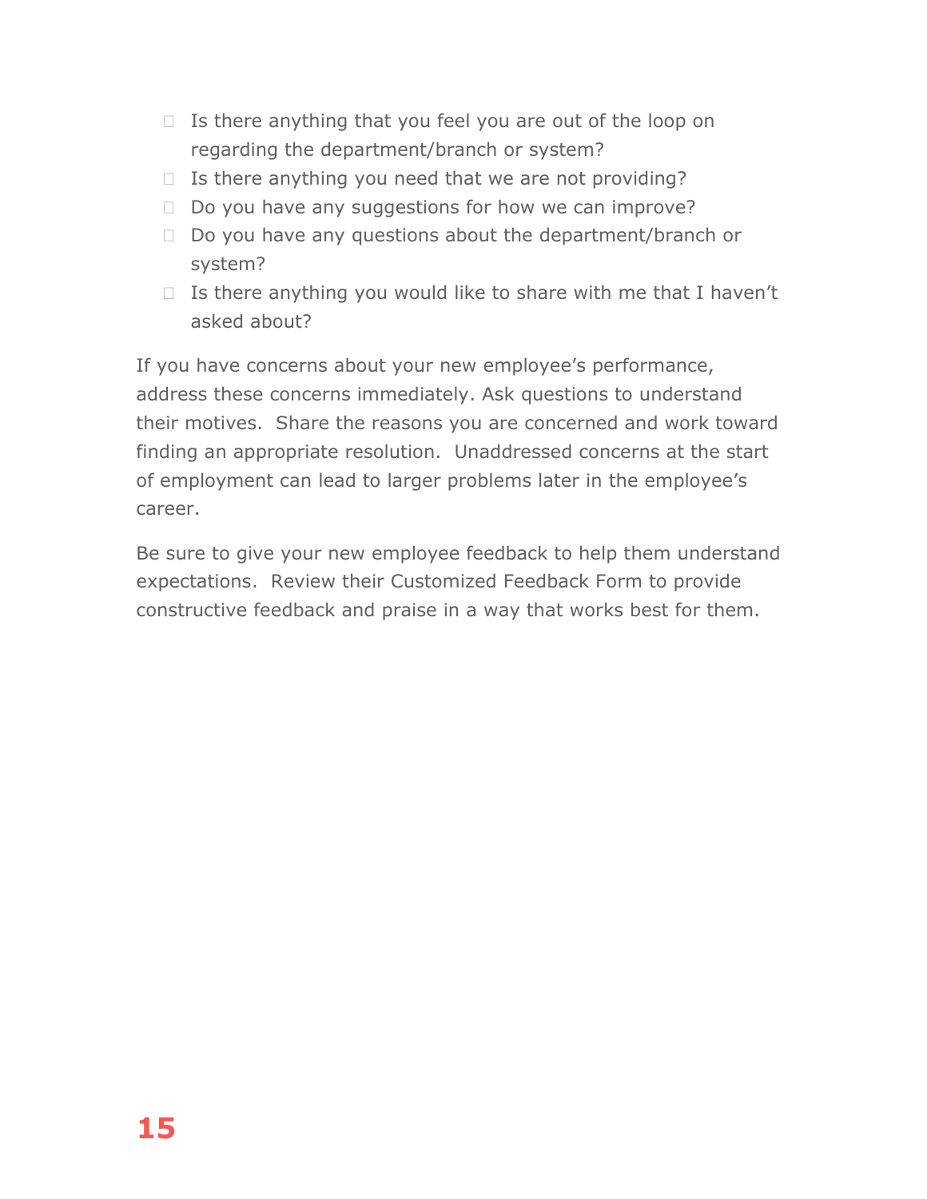- Is there anything that you feel you are out of the loop on regarding the department/branch or system?
- Is there anything you need that we are not providing?
- Do you have any suggestions for how we can improve?
- Do you have any questions about the department/branch or system?
- Is there anything you would like to share with me that I haven't asked about?

If you have concerns about your new employee's performance, address these concerns immediately. Ask questions to understand their motives. Share the reasons you are concerned and work toward finding an appropriate resolution. Unaddressed concerns at the start of employment can lead to larger problems later in the employee's career.

Be sure to give your new employee feedback to help them understand expectations. Review their Customized Feedback Form to provide constructive feedback and praise in a way that works best for them.